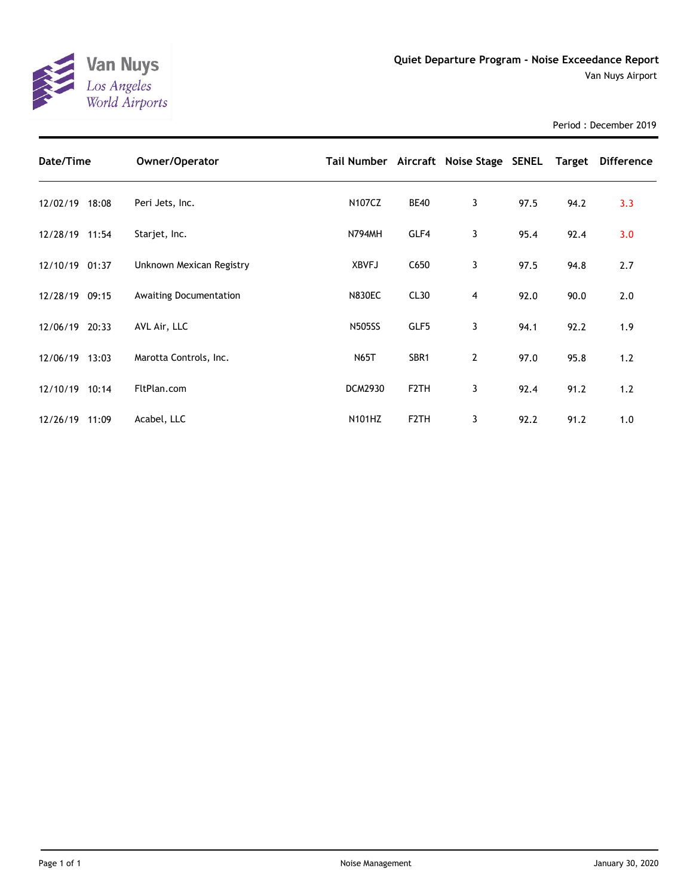# Quiet Departure Program - Noise Exceedance Report

Van Nuys Airport

Period : December 2019

| Date/Time | Owner/Operator | Tail Number | Aircraft | Noise Stage | SENEL | Target | Difference |
|---|---|---|---|---|---|---|---|
| 12/02/19 18:08 | Peri Jets, Inc. | N107CZ | BE40 | 3 | 97.5 | 94.2 | 3.3 |
| 12/28/19 11:54 | Starjet, Inc. | N794MH | GLF4 | 3 | 95.4 | 92.4 | 3.0 |
| 12/10/19 01:37 | Unknown Mexican Registry | XBVFJ | C650 | 3 | 97.5 | 94.8 | 2.7 |
| 12/28/19 09:15 | Awaiting Documentation | N830EC | CL30 | 4 | 92.0 | 90.0 | 2.0 |
| 12/06/19 20:33 | AVL Air, LLC | N505SS | GLF5 | 3 | 94.1 | 92.2 | 1.9 |
| 12/06/19 13:03 | Marotta Controls, Inc. | N65T | SBR1 | 2 | 97.0 | 95.8 | 1.2 |
| 12/10/19 10:14 | FltPlan.com | DCM2930 | F2TH | 3 | 92.4 | 91.2 | 1.2 |
| 12/26/19 11:09 | Acabel, LLC | N101HZ | F2TH | 3 | 92.2 | 91.2 | 1.0 |

Noise Management

January 30, 2020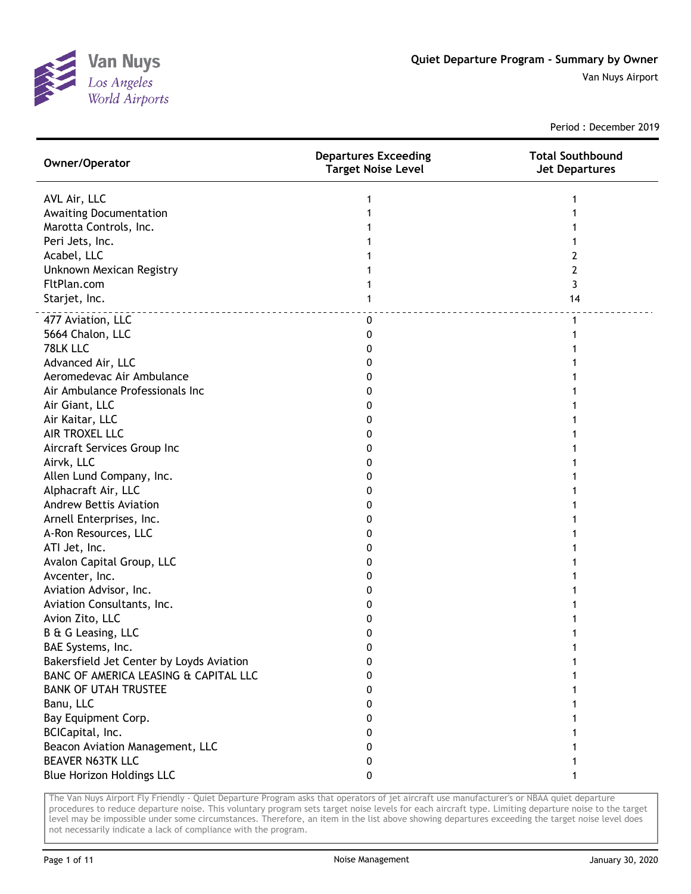# Quiet Departure Program - Summary by Owner

Van Nuys Airport

Period : December 2019

| Owner/Operator | Departures Exceeding Target Noise Level | Total Southbound Jet Departures |
|---|---|---|
| AVL Air, LLC | 1 | 1 |
| Awaiting Documentation | 1 | 1 |
| Marotta Controls, Inc. | 1 | 1 |
| Peri Jets, Inc. | 1 | 1 |
| Acabel, LLC | 1 | 2 |
| Unknown Mexican Registry | 1 | 2 |
| FltPlan.com | 1 | 3 |
| Starjet, Inc. | 1 | 14 |
| 477 Aviation, LLC | 0 | 1 |
| 5664 Chalon, LLC | 0 | 1 |
| 78LK LLC | 0 | 1 |
| Advanced Air, LLC | 0 | 1 |
| Aeromedevac Air Ambulance | 0 | 1 |
| Air Ambulance Professionals Inc | 0 | 1 |
| Air Giant, LLC | 0 | 1 |
| Air Kaitar, LLC | 0 | 1 |
| AIR TROXEL LLC | 0 | 1 |
| Aircraft Services Group Inc | 0 | 1 |
| Airvk, LLC | 0 | 1 |
| Allen Lund Company, Inc. | 0 | 1 |
| Alphacraft Air, LLC | 0 | 1 |
| Andrew Bettis Aviation | 0 | 1 |
| Arnell Enterprises, Inc. | 0 | 1 |
| A-Ron Resources, LLC | 0 | 1 |
| ATI Jet, Inc. | 0 | 1 |
| Avalon Capital Group, LLC | 0 | 1 |
| Avcenter, Inc. | 0 | 1 |
| Aviation Advisor, Inc. | 0 | 1 |
| Aviation Consultants, Inc. | 0 | 1 |
| Avion Zito, LLC | 0 | 1 |
| B & G Leasing, LLC | 0 | 1 |
| BAE Systems, Inc. | 0 | 1 |
| Bakersfield Jet Center by Loyds Aviation | 0 | 1 |
| BANC OF AMERICA LEASING & CAPITAL LLC | 0 | 1 |
| BANK OF UTAH TRUSTEE | 0 | 1 |
| Banu, LLC | 0 | 1 |
| Bay Equipment Corp. | 0 | 1 |
| BCICapital, Inc. | 0 | 1 |
| Beacon Aviation Management, LLC | 0 | 1 |
| BEAVER N63TK LLC | 0 | 1 |
| Blue Horizon Holdings LLC | 0 | 1 |

The Van Nuys Airport Fly Friendly - Quiet Departure Program asks that operators of jet aircraft use manufacturer's or NBAA quiet departure procedures to reduce departure noise. This voluntary program sets target noise levels for each aircraft type. Limiting departure noise to the target level may be impossible under some circumstances. Therefore, an item in the list above showing departures exceeding the target noise level does not necessarily indicate a lack of compliance with the program.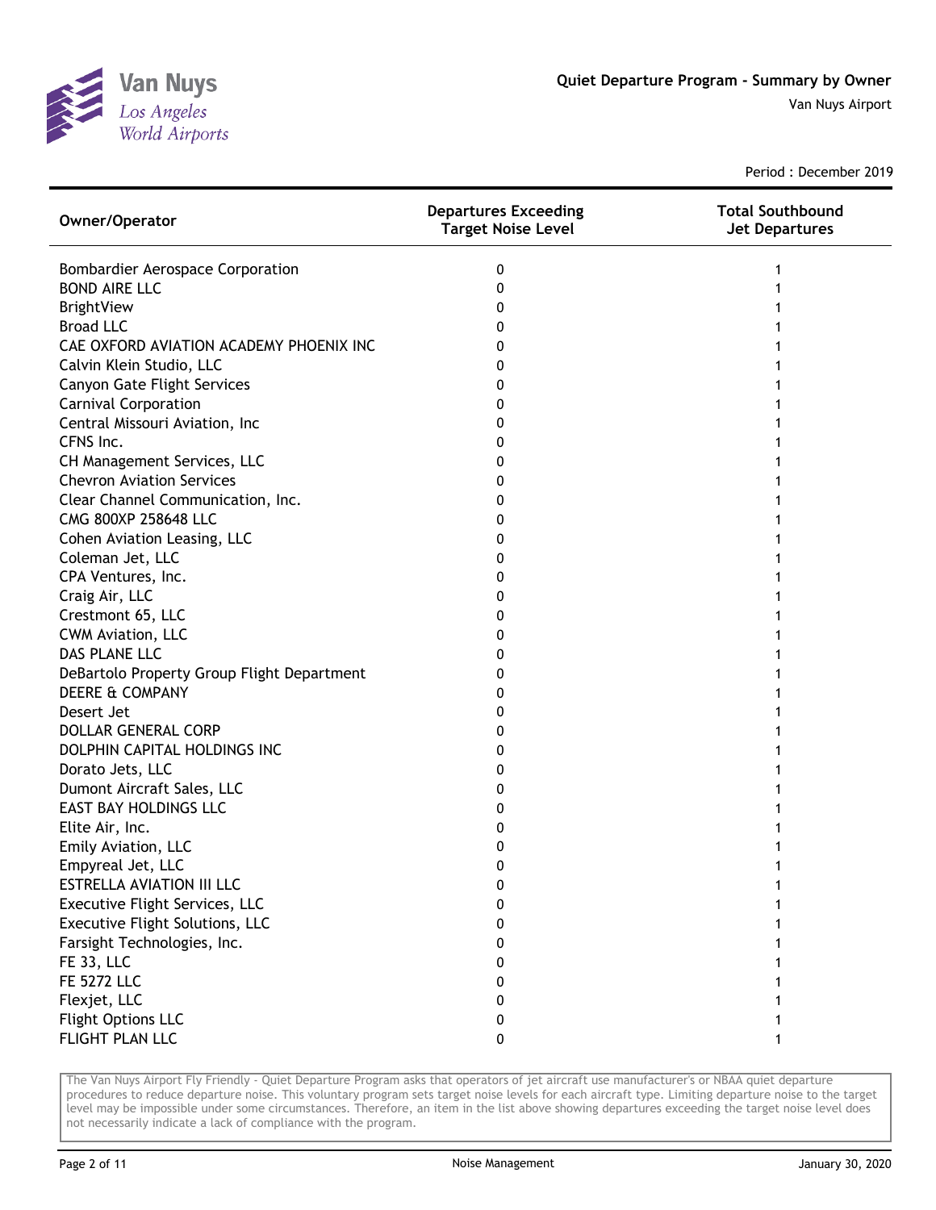# Quiet Departure Program - Summary by Owner

Van Nuys Airport

Period : December 2019

| Owner/Operator | Departures Exceeding Target Noise Level | Total Southbound Jet Departures |
|---|---|---|
| Bombardier Aerospace Corporation | 0 | 1 |
| BOND AIRE LLC | 0 | 1 |
| BrightView | 0 | 1 |
| Broad LLC | 0 | 1 |
| CAE OXFORD AVIATION ACADEMY PHOENIX INC | 0 | 1 |
| Calvin Klein Studio, LLC | 0 | 1 |
| Canyon Gate Flight Services | 0 | 1 |
| Carnival Corporation | 0 | 1 |
| Central Missouri Aviation, Inc | 0 | 1 |
| CFNS Inc. | 0 | 1 |
| CH Management Services, LLC | 0 | 1 |
| Chevron Aviation Services | 0 | 1 |
| Clear Channel Communication, Inc. | 0 | 1 |
| CMG 800XP 258648 LLC | 0 | 1 |
| Cohen Aviation Leasing, LLC | 0 | 1 |
| Coleman Jet, LLC | 0 | 1 |
| CPA Ventures, Inc. | 0 | 1 |
| Craig Air, LLC | 0 | 1 |
| Crestmont 65, LLC | 0 | 1 |
| CWM Aviation, LLC | 0 | 1 |
| DAS PLANE LLC | 0 | 1 |
| DeBartolo Property Group Flight Department | 0 | 1 |
| DEERE & COMPANY | 0 | 1 |
| Desert Jet | 0 | 1 |
| DOLLAR GENERAL CORP | 0 | 1 |
| DOLPHIN CAPITAL HOLDINGS INC | 0 | 1 |
| Dorato Jets, LLC | 0 | 1 |
| Dumont Aircraft Sales, LLC | 0 | 1 |
| EAST BAY HOLDINGS LLC | 0 | 1 |
| Elite Air, Inc. | 0 | 1 |
| Emily Aviation, LLC | 0 | 1 |
| Empyreal Jet, LLC | 0 | 1 |
| ESTRELLA AVIATION III LLC | 0 | 1 |
| Executive Flight Services, LLC | 0 | 1 |
| Executive Flight Solutions, LLC | 0 | 1 |
| Farsight Technologies, Inc. | 0 | 1 |
| FE 33, LLC | 0 | 1 |
| FE 5272 LLC | 0 | 1 |
| Flexjet, LLC | 0 | 1 |
| Flight Options LLC | 0 | 1 |
| FLIGHT PLAN LLC | 0 | 1 |

The Van Nuys Airport Fly Friendly - Quiet Departure Program asks that operators of jet aircraft use manufacturer's or NBAA quiet departure procedures to reduce departure noise. This voluntary program sets target noise levels for each aircraft type. Limiting departure noise to the target level may be impossible under some circumstances. Therefore, an item in the list above showing departures exceeding the target noise level does not necessarily indicate a lack of compliance with the program.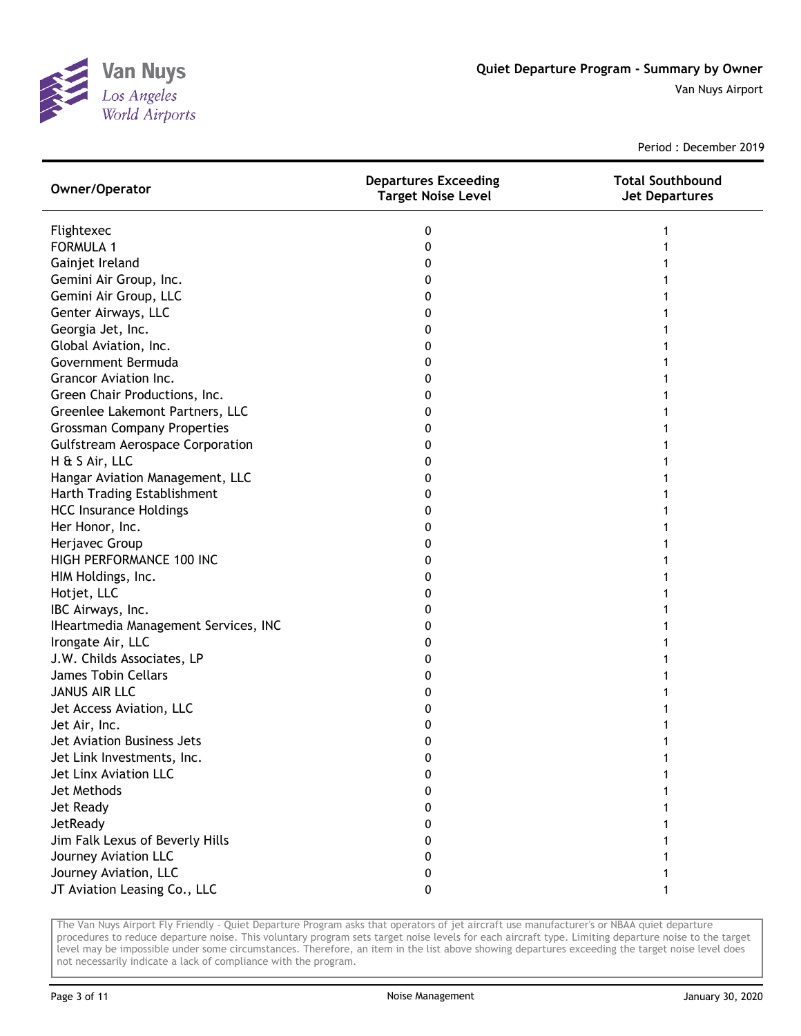Quiet Departure Program - Summary by Owner

Van Nuys Airport

Period : December 2019

| Owner/Operator | Departures Exceeding Target Noise Level | Total Southbound Jet Departures |
|---|---|---|
| Flightexec | 0 | 1 |
| FORMULA 1 | 0 | 1 |
| Gainjet Ireland | 0 | 1 |
| Gemini Air Group, Inc. | 0 | 1 |
| Gemini Air Group, LLC | 0 | 1 |
| Genter Airways, LLC | 0 | 1 |
| Georgia Jet, Inc. | 0 | 1 |
| Global Aviation, Inc. | 0 | 1 |
| Government Bermuda | 0 | 1 |
| Grancor Aviation Inc. | 0 | 1 |
| Green Chair Productions, Inc. | 0 | 1 |
| Greenlee Lakemont Partners, LLC | 0 | 1 |
| Grossman Company Properties | 0 | 1 |
| Gulfstream Aerospace Corporation | 0 | 1 |
| H & S Air, LLC | 0 | 1 |
| Hangar Aviation Management, LLC | 0 | 1 |
| Harth Trading Establishment | 0 | 1 |
| HCC Insurance Holdings | 0 | 1 |
| Her Honor, Inc. | 0 | 1 |
| Herjavec Group | 0 | 1 |
| HIGH PERFORMANCE 100 INC | 0 | 1 |
| HIM Holdings, Inc. | 0 | 1 |
| Hotjet, LLC | 0 | 1 |
| IBC Airways, Inc. | 0 | 1 |
| IHeartmedia Management Services, INC | 0 | 1 |
| Irongate Air, LLC | 0 | 1 |
| J.W. Childs Associates, LP | 0 | 1 |
| James Tobin Cellars | 0 | 1 |
| JANUS AIR LLC | 0 | 1 |
| Jet Access Aviation, LLC | 0 | 1 |
| Jet Air, Inc. | 0 | 1 |
| Jet Aviation Business Jets | 0 | 1 |
| Jet Link Investments, Inc. | 0 | 1 |
| Jet Linx Aviation LLC | 0 | 1 |
| Jet Methods | 0 | 1 |
| Jet Ready | 0 | 1 |
| JetReady | 0 | 1 |
| Jim Falk Lexus of Beverly Hills | 0 | 1 |
| Journey Aviation LLC | 0 | 1 |
| Journey Aviation, LLC | 0 | 1 |
| JT Aviation Leasing Co., LLC | 0 | 1 |

The Van Nuys Airport Fly Friendly - Quiet Departure Program asks that operators of jet aircraft use manufacturer's or NBAA quiet departure procedures to reduce departure noise. This voluntary program sets target noise levels for each aircraft type. Limiting departure noise to the target level may be impossible under some circumstances. Therefore, an item in the list above showing departures exceeding the target noise level does not necessarily indicate a lack of compliance with the program.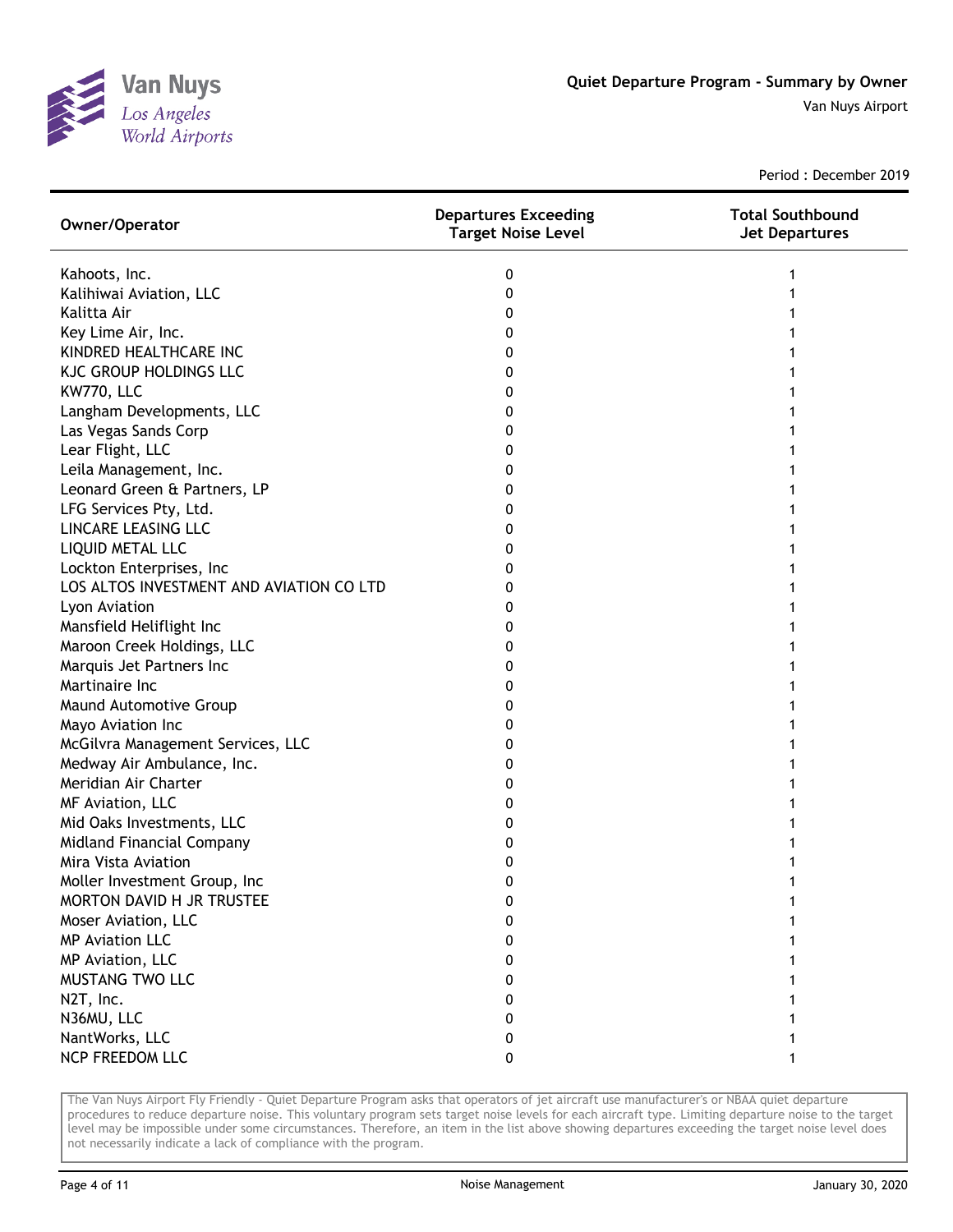# Quiet Departure Program - Summary by Owner

Van Nuys Airport

Period : December 2019

| Owner/Operator | Departures Exceeding Target Noise Level | Total Southbound Jet Departures |
|---|---|---|
| Kahoots, Inc. | 0 | 1 |
| Kalihiwai Aviation, LLC | 0 | 1 |
| Kalitta Air | 0 | 1 |
| Key Lime Air, Inc. | 0 | 1 |
| KINDRED HEALTHCARE INC | 0 | 1 |
| KJC GROUP HOLDINGS LLC | 0 | 1 |
| KW770, LLC | 0 | 1 |
| Langham Developments, LLC | 0 | 1 |
| Las Vegas Sands Corp | 0 | 1 |
| Lear Flight, LLC | 0 | 1 |
| Leila Management, Inc. | 0 | 1 |
| Leonard Green & Partners, LP | 0 | 1 |
| LFG Services Pty, Ltd. | 0 | 1 |
| LINCARE LEASING LLC | 0 | 1 |
| LIQUID METAL LLC | 0 | 1 |
| Lockton Enterprises, Inc | 0 | 1 |
| LOS ALTOS INVESTMENT AND AVIATION CO LTD | 0 | 1 |
| Lyon Aviation | 0 | 1 |
| Mansfield Heliflight Inc | 0 | 1 |
| Maroon Creek Holdings, LLC | 0 | 1 |
| Marquis Jet Partners Inc | 0 | 1 |
| Martinaire Inc | 0 | 1 |
| Maund Automotive Group | 0 | 1 |
| Mayo Aviation Inc | 0 | 1 |
| McGilvra Management Services, LLC | 0 | 1 |
| Medway Air Ambulance, Inc. | 0 | 1 |
| Meridian Air Charter | 0 | 1 |
| MF Aviation, LLC | 0 | 1 |
| Mid Oaks Investments, LLC | 0 | 1 |
| Midland Financial Company | 0 | 1 |
| Mira Vista Aviation | 0 | 1 |
| Moller Investment Group, Inc | 0 | 1 |
| MORTON DAVID H JR TRUSTEE | 0 | 1 |
| Moser Aviation, LLC | 0 | 1 |
| MP Aviation LLC | 0 | 1 |
| MP Aviation, LLC | 0 | 1 |
| MUSTANG TWO LLC | 0 | 1 |
| N2T, Inc. | 0 | 1 |
| N36MU, LLC | 0 | 1 |
| NantWorks, LLC | 0 | 1 |
| NCP FREEDOM LLC | 0 | 1 |

The Van Nuys Airport Fly Friendly - Quiet Departure Program asks that operators of jet aircraft use manufacturer's or NBAA quiet departure procedures to reduce departure noise. This voluntary program sets target noise levels for each aircraft type. Limiting departure noise to the target level may be impossible under some circumstances. Therefore, an item in the list above showing departures exceeding the target noise level does not necessarily indicate a lack of compliance with the program.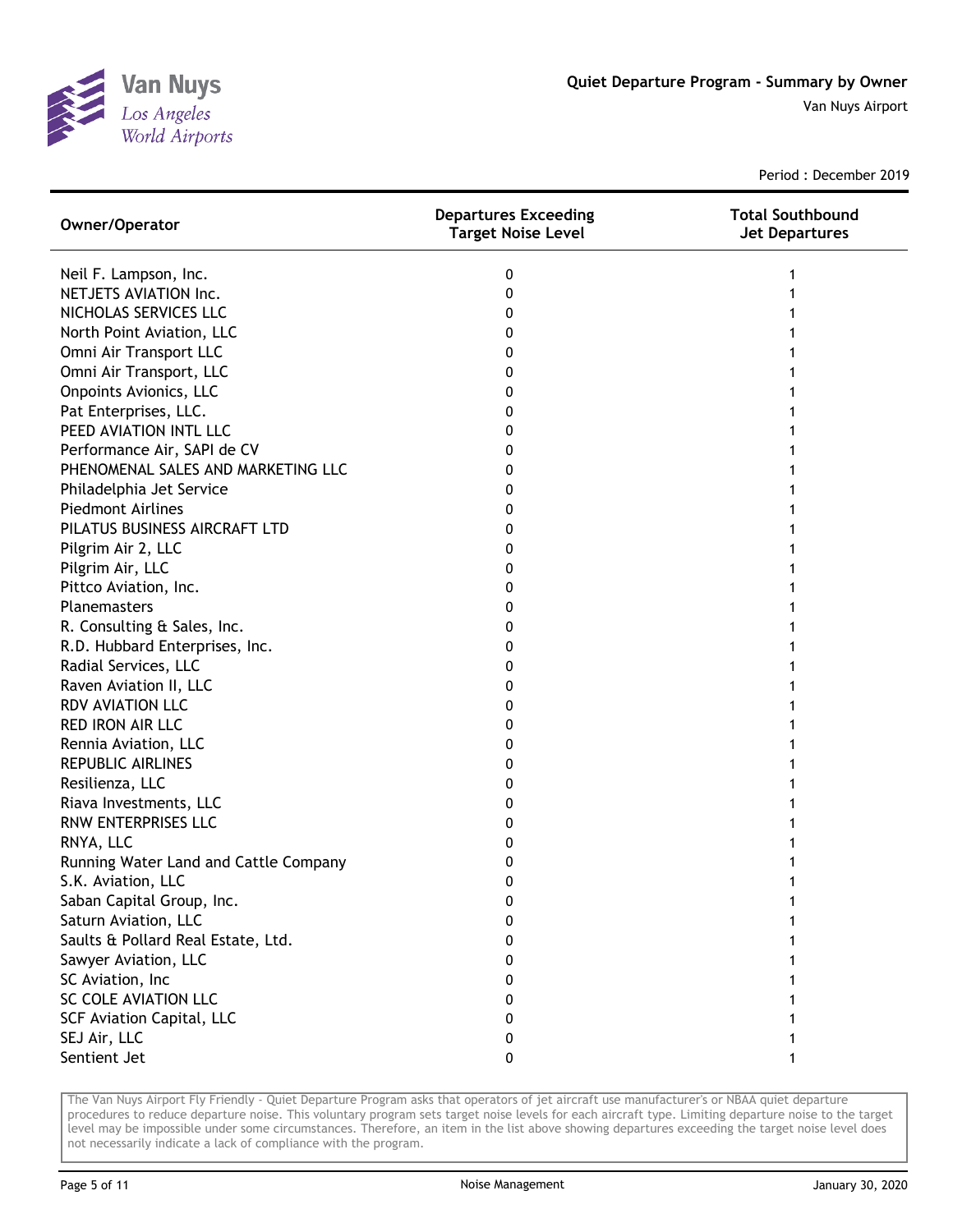# Quiet Departure Program - Summary by Owner

Van Nuys Airport

Period : December 2019

| Owner/Operator | Departures Exceeding Target Noise Level | Total Southbound Jet Departures |
|---|---|---|
| Neil F. Lampson, Inc. | 0 | 1 |
| NETJETS AVIATION Inc. | 0 | 1 |
| NICHOLAS SERVICES LLC | 0 | 1 |
| North Point Aviation, LLC | 0 | 1 |
| Omni Air Transport LLC | 0 | 1 |
| Omni Air Transport, LLC | 0 | 1 |
| Onpoints Avionics, LLC | 0 | 1 |
| Pat Enterprises, LLC. | 0 | 1 |
| PEED AVIATION INTL LLC | 0 | 1 |
| Performance Air, SAPI de CV | 0 | 1 |
| PHENOMENAL SALES AND MARKETING LLC | 0 | 1 |
| Philadelphia Jet Service | 0 | 1 |
| Piedmont Airlines | 0 | 1 |
| PILATUS BUSINESS AIRCRAFT LTD | 0 | 1 |
| Pilgrim Air 2, LLC | 0 | 1 |
| Pilgrim Air, LLC | 0 | 1 |
| Pittco Aviation, Inc. | 0 | 1 |
| Planemasters | 0 | 1 |
| R. Consulting & Sales, Inc. | 0 | 1 |
| R.D. Hubbard Enterprises, Inc. | 0 | 1 |
| Radial Services, LLC | 0 | 1 |
| Raven Aviation II, LLC | 0 | 1 |
| RDV AVIATION LLC | 0 | 1 |
| RED IRON AIR LLC | 0 | 1 |
| Rennia Aviation, LLC | 0 | 1 |
| REPUBLIC AIRLINES | 0 | 1 |
| Resilienza, LLC | 0 | 1 |
| Riava Investments, LLC | 0 | 1 |
| RNW ENTERPRISES LLC | 0 | 1 |
| RNYA, LLC | 0 | 1 |
| Running Water Land and Cattle Company | 0 | 1 |
| S.K. Aviation, LLC | 0 | 1 |
| Saban Capital Group, Inc. | 0 | 1 |
| Saturn Aviation, LLC | 0 | 1 |
| Saults & Pollard Real Estate, Ltd. | 0 | 1 |
| Sawyer Aviation, LLC | 0 | 1 |
| SC Aviation, Inc | 0 | 1 |
| SC COLE AVIATION LLC | 0 | 1 |
| SCF Aviation Capital, LLC | 0 | 1 |
| SEJ Air, LLC | 0 | 1 |
| Sentient Jet | 0 | 1 |

The Van Nuys Airport Fly Friendly - Quiet Departure Program asks that operators of jet aircraft use manufacturer's or NBAA quiet departure procedures to reduce departure noise. This voluntary program sets target noise levels for each aircraft type. Limiting departure noise to the target level may be impossible under some circumstances. Therefore, an item in the list above showing departures exceeding the target noise level does not necessarily indicate a lack of compliance with the program.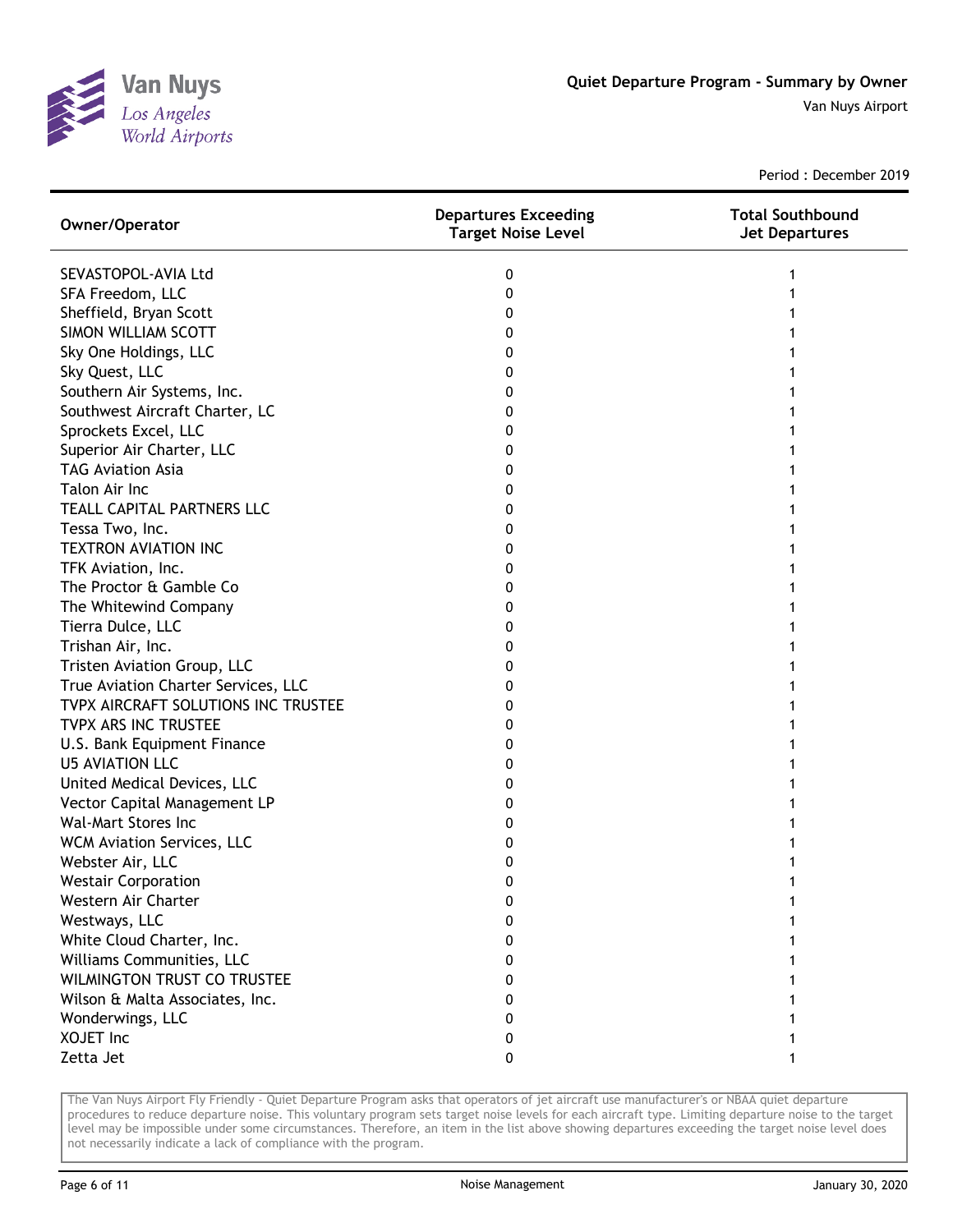Quiet Departure Program - Summary by Owner

Van Nuys Airport

Period : December 2019

| Owner/Operator | Departures Exceeding Target Noise Level | Total Southbound Jet Departures |
|---|---|---|
| SEVASTOPOL-AVIA Ltd | 0 | 1 |
| SFA Freedom, LLC | 0 | 1 |
| Sheffield, Bryan Scott | 0 | 1 |
| SIMON WILLIAM SCOTT | 0 | 1 |
| Sky One Holdings, LLC | 0 | 1 |
| Sky Quest, LLC | 0 | 1 |
| Southern Air Systems, Inc. | 0 | 1 |
| Southwest Aircraft Charter, LC | 0 | 1 |
| Sprockets Excel, LLC | 0 | 1 |
| Superior Air Charter, LLC | 0 | 1 |
| TAG Aviation Asia | 0 | 1 |
| Talon Air Inc | 0 | 1 |
| TEALL CAPITAL PARTNERS LLC | 0 | 1 |
| Tessa Two, Inc. | 0 | 1 |
| TEXTRON AVIATION INC | 0 | 1 |
| TFK Aviation, Inc. | 0 | 1 |
| The Proctor & Gamble Co | 0 | 1 |
| The Whitewind Company | 0 | 1 |
| Tierra Dulce, LLC | 0 | 1 |
| Trishan Air, Inc. | 0 | 1 |
| Tristen Aviation Group, LLC | 0 | 1 |
| True Aviation Charter Services, LLC | 0 | 1 |
| TVPX AIRCRAFT SOLUTIONS INC TRUSTEE | 0 | 1 |
| TVPX ARS INC TRUSTEE | 0 | 1 |
| U.S. Bank Equipment Finance | 0 | 1 |
| U5 AVIATION LLC | 0 | 1 |
| United Medical Devices, LLC | 0 | 1 |
| Vector Capital Management LP | 0 | 1 |
| Wal-Mart Stores Inc | 0 | 1 |
| WCM Aviation Services, LLC | 0 | 1 |
| Webster Air, LLC | 0 | 1 |
| Westair Corporation | 0 | 1 |
| Western Air Charter | 0 | 1 |
| Westways, LLC | 0 | 1 |
| White Cloud Charter, Inc. | 0 | 1 |
| Williams Communities, LLC | 0 | 1 |
| WILMINGTON TRUST CO TRUSTEE | 0 | 1 |
| Wilson & Malta Associates, Inc. | 0 | 1 |
| Wonderwings, LLC | 0 | 1 |
| XOJET Inc | 0 | 1 |
| Zetta Jet | 0 | 1 |

The Van Nuys Airport Fly Friendly - Quiet Departure Program asks that operators of jet aircraft use manufacturer's or NBAA quiet departure procedures to reduce departure noise. This voluntary program sets target noise levels for each aircraft type. Limiting departure noise to the target level may be impossible under some circumstances. Therefore, an item in the list above showing departures exceeding the target noise level does not necessarily indicate a lack of compliance with the program.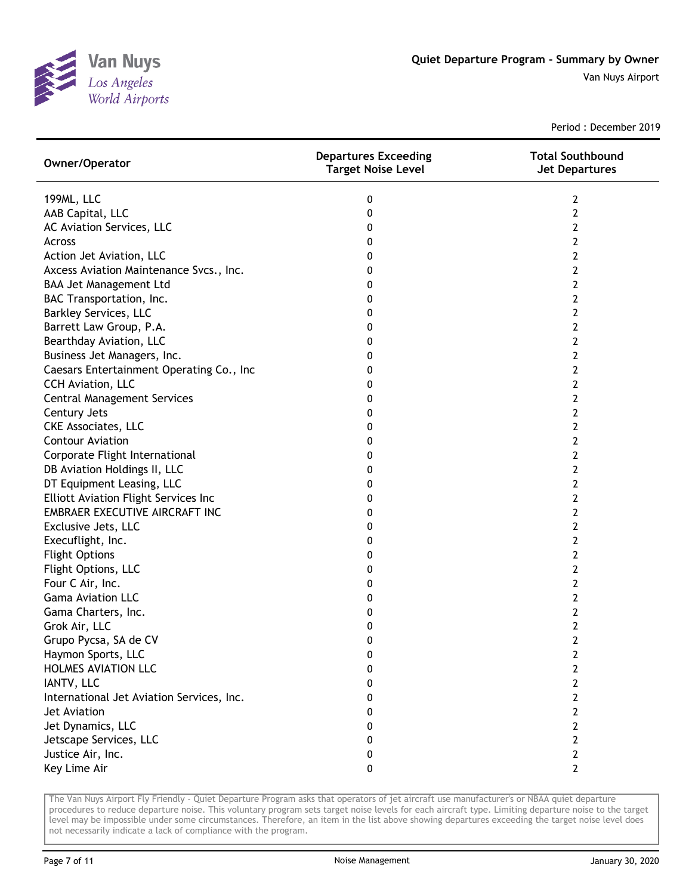# Quiet Departure Program - Summary by Owner

Van Nuys Airport

Period : December 2019

| Owner/Operator | Departures Exceeding Target Noise Level | Total Southbound Jet Departures |
|---|---|---|
| 199ML, LLC | 0 | 2 |
| AAB Capital, LLC | 0 | 2 |
| AC Aviation Services, LLC | 0 | 2 |
| Across | 0 | 2 |
| Action Jet Aviation, LLC | 0 | 2 |
| Axcess Aviation Maintenance Svcs., Inc. | 0 | 2 |
| BAA Jet Management Ltd | 0 | 2 |
| BAC Transportation, Inc. | 0 | 2 |
| Barkley Services, LLC | 0 | 2 |
| Barrett Law Group, P.A. | 0 | 2 |
| Bearthday Aviation, LLC | 0 | 2 |
| Business Jet Managers, Inc. | 0 | 2 |
| Caesars Entertainment Operating Co., Inc | 0 | 2 |
| CCH Aviation, LLC | 0 | 2 |
| Central Management Services | 0 | 2 |
| Century Jets | 0 | 2 |
| CKE Associates, LLC | 0 | 2 |
| Contour Aviation | 0 | 2 |
| Corporate Flight International | 0 | 2 |
| DB Aviation Holdings II, LLC | 0 | 2 |
| DT Equipment Leasing, LLC | 0 | 2 |
| Elliott Aviation Flight Services Inc | 0 | 2 |
| EMBRAER EXECUTIVE AIRCRAFT INC | 0 | 2 |
| Exclusive Jets, LLC | 0 | 2 |
| Execuflight, Inc. | 0 | 2 |
| Flight Options | 0 | 2 |
| Flight Options, LLC | 0 | 2 |
| Four C Air, Inc. | 0 | 2 |
| Gama Aviation LLC | 0 | 2 |
| Gama Charters, Inc. | 0 | 2 |
| Grok Air, LLC | 0 | 2 |
| Grupo Pycsa, SA de CV | 0 | 2 |
| Haymon Sports, LLC | 0 | 2 |
| HOLMES AVIATION LLC | 0 | 2 |
| IANTV, LLC | 0 | 2 |
| International Jet Aviation Services, Inc. | 0 | 2 |
| Jet Aviation | 0 | 2 |
| Jet Dynamics, LLC | 0 | 2 |
| Jetscape Services, LLC | 0 | 2 |
| Justice Air, Inc. | 0 | 2 |
| Key Lime Air | 0 | 2 |

The Van Nuys Airport Fly Friendly - Quiet Departure Program asks that operators of jet aircraft use manufacturer's or NBAA quiet departure procedures to reduce departure noise. This voluntary program sets target noise levels for each aircraft type. Limiting departure noise to the target level may be impossible under some circumstances. Therefore, an item in the list above showing departures exceeding the target noise level does not necessarily indicate a lack of compliance with the program.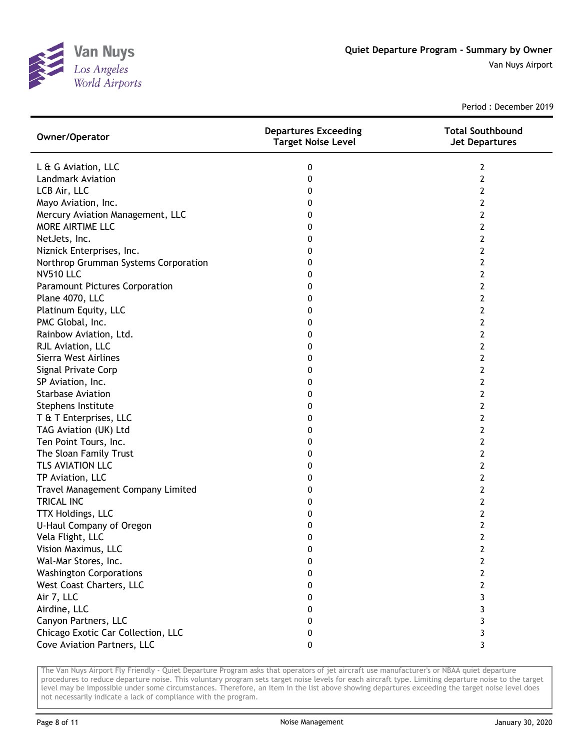# Quiet Departure Program - Summary by Owner

Van Nuys Airport

Period : December 2019

| Owner/Operator | Departures Exceeding Target Noise Level | Total Southbound Jet Departures |
|---|---|---|
| L & G Aviation, LLC | 0 | 2 |
| Landmark Aviation | 0 | 2 |
| LCB Air, LLC | 0 | 2 |
| Mayo Aviation, Inc. | 0 | 2 |
| Mercury Aviation Management, LLC | 0 | 2 |
| MORE AIRTIME LLC | 0 | 2 |
| NetJets, Inc. | 0 | 2 |
| Niznick Enterprises, Inc. | 0 | 2 |
| Northrop Grumman Systems Corporation | 0 | 2 |
| NV510 LLC | 0 | 2 |
| Paramount Pictures Corporation | 0 | 2 |
| Plane 4070, LLC | 0 | 2 |
| Platinum Equity, LLC | 0 | 2 |
| PMC Global, Inc. | 0 | 2 |
| Rainbow Aviation, Ltd. | 0 | 2 |
| RJL Aviation, LLC | 0 | 2 |
| Sierra West Airlines | 0 | 2 |
| Signal Private Corp | 0 | 2 |
| SP Aviation, Inc. | 0 | 2 |
| Starbase Aviation | 0 | 2 |
| Stephens Institute | 0 | 2 |
| T & T Enterprises, LLC | 0 | 2 |
| TAG Aviation (UK) Ltd | 0 | 2 |
| Ten Point Tours, Inc. | 0 | 2 |
| The Sloan Family Trust | 0 | 2 |
| TLS AVIATION LLC | 0 | 2 |
| TP Aviation, LLC | 0 | 2 |
| Travel Management Company Limited | 0 | 2 |
| TRICAL INC | 0 | 2 |
| TTX Holdings, LLC | 0 | 2 |
| U-Haul Company of Oregon | 0 | 2 |
| Vela Flight, LLC | 0 | 2 |
| Vision Maximus, LLC | 0 | 2 |
| Wal-Mar Stores, Inc. | 0 | 2 |
| Washington Corporations | 0 | 2 |
| West Coast Charters, LLC | 0 | 2 |
| Air 7, LLC | 0 | 3 |
| Airdine, LLC | 0 | 3 |
| Canyon Partners, LLC | 0 | 3 |
| Chicago Exotic Car Collection, LLC | 0 | 3 |
| Cove Aviation Partners, LLC | 0 | 3 |

The Van Nuys Airport Fly Friendly - Quiet Departure Program asks that operators of jet aircraft use manufacturer's or NBAA quiet departure procedures to reduce departure noise. This voluntary program sets target noise levels for each aircraft type. Limiting departure noise to the target level may be impossible under some circumstances. Therefore, an item in the list above showing departures exceeding the target noise level does not necessarily indicate a lack of compliance with the program.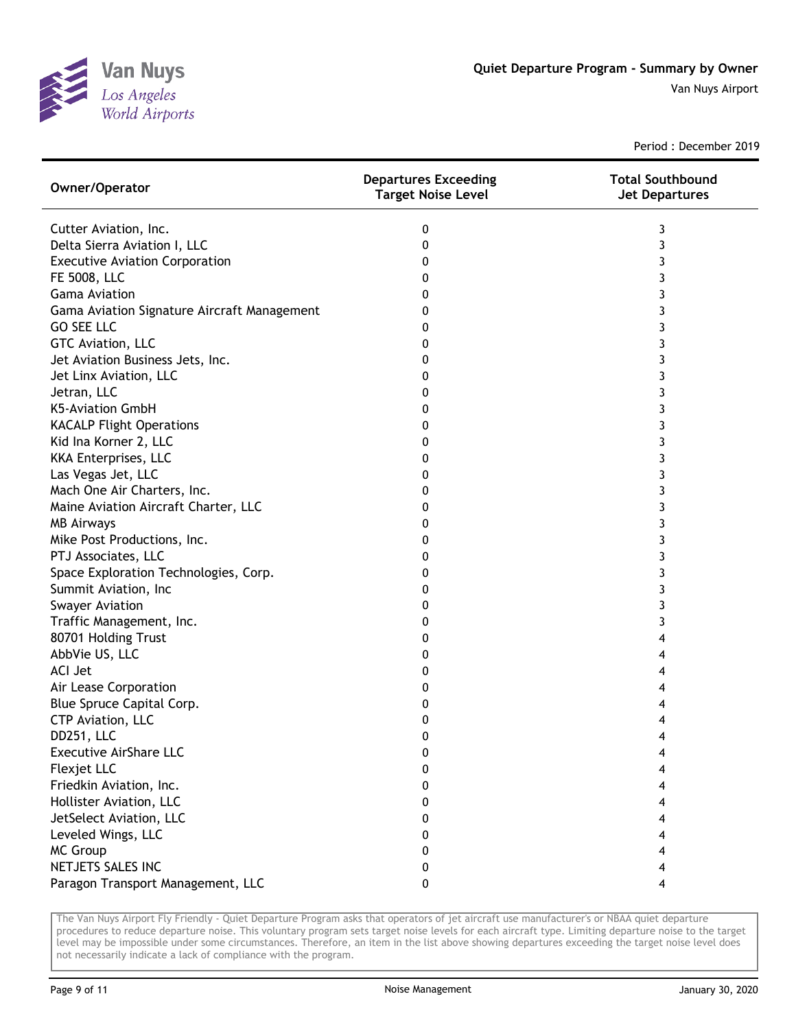# Quiet Departure Program - Summary by Owner

Van Nuys Airport

Period : December 2019

| Owner/Operator | Departures Exceeding Target Noise Level | Total Southbound Jet Departures |
|---|---|---|
| Cutter Aviation, Inc. | 0 | 3 |
| Delta Sierra Aviation I, LLC | 0 | 3 |
| Executive Aviation Corporation | 0 | 3 |
| FE 5008, LLC | 0 | 3 |
| Gama Aviation | 0 | 3 |
| Gama Aviation Signature Aircraft Management | 0 | 3 |
| GO SEE LLC | 0 | 3 |
| GTC Aviation, LLC | 0 | 3 |
| Jet Aviation Business Jets, Inc. | 0 | 3 |
| Jet Linx Aviation, LLC | 0 | 3 |
| Jetran, LLC | 0 | 3 |
| K5-Aviation GmbH | 0 | 3 |
| KACALP Flight Operations | 0 | 3 |
| Kid Ina Korner 2, LLC | 0 | 3 |
| KKA Enterprises, LLC | 0 | 3 |
| Las Vegas Jet, LLC | 0 | 3 |
| Mach One Air Charters, Inc. | 0 | 3 |
| Maine Aviation Aircraft Charter, LLC | 0 | 3 |
| MB Airways | 0 | 3 |
| Mike Post Productions, Inc. | 0 | 3 |
| PTJ Associates, LLC | 0 | 3 |
| Space Exploration Technologies, Corp. | 0 | 3 |
| Summit Aviation, Inc | 0 | 3 |
| Swayer Aviation | 0 | 3 |
| Traffic Management, Inc. | 0 | 3 |
| 80701 Holding Trust | 0 | 4 |
| AbbVie US, LLC | 0 | 4 |
| ACI Jet | 0 | 4 |
| Air Lease Corporation | 0 | 4 |
| Blue Spruce Capital Corp. | 0 | 4 |
| CTP Aviation, LLC | 0 | 4 |
| DD251, LLC | 0 | 4 |
| Executive AirShare LLC | 0 | 4 |
| Flexjet LLC | 0 | 4 |
| Friedkin Aviation, Inc. | 0 | 4 |
| Hollister Aviation, LLC | 0 | 4 |
| JetSelect Aviation, LLC | 0 | 4 |
| Leveled Wings, LLC | 0 | 4 |
| MC Group | 0 | 4 |
| NETJETS SALES INC | 0 | 4 |
| Paragon Transport Management, LLC | 0 | 4 |

The Van Nuys Airport Fly Friendly - Quiet Departure Program asks that operators of jet aircraft use manufacturer's or NBAA quiet departure procedures to reduce departure noise. This voluntary program sets target noise levels for each aircraft type. Limiting departure noise to the target level may be impossible under some circumstances. Therefore, an item in the list above showing departures exceeding the target noise level does not necessarily indicate a lack of compliance with the program.

Noise Management

January 30, 2020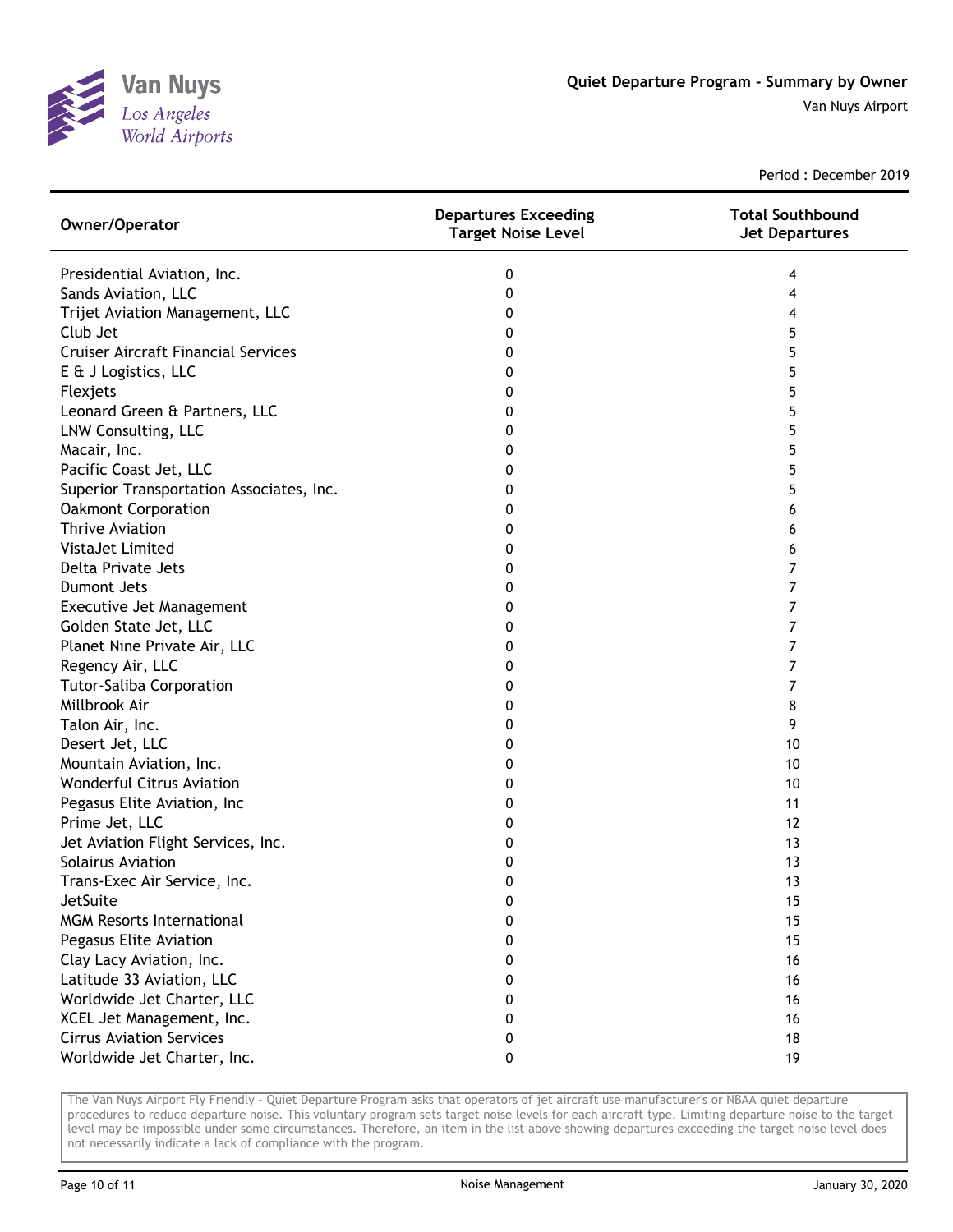# Quiet Departure Program - Summary by Owner

Van Nuys Airport

Period : December 2019

| Owner/Operator | Departures Exceeding Target Noise Level | Total Southbound Jet Departures |
|---|---|---|
| Presidential Aviation, Inc. | 0 | 4 |
| Sands Aviation, LLC | 0 | 4 |
| Trijet Aviation Management, LLC | 0 | 4 |
| Club Jet | 0 | 5 |
| Cruiser Aircraft Financial Services | 0 | 5 |
| E & J Logistics, LLC | 0 | 5 |
| Flexjets | 0 | 5 |
| Leonard Green & Partners, LLC | 0 | 5 |
| LNW Consulting, LLC | 0 | 5 |
| Macair, Inc. | 0 | 5 |
| Pacific Coast Jet, LLC | 0 | 5 |
| Superior Transportation Associates, Inc. | 0 | 5 |
| Oakmont Corporation | 0 | 6 |
| Thrive Aviation | 0 | 6 |
| VistaJet Limited | 0 | 6 |
| Delta Private Jets | 0 | 7 |
| Dumont Jets | 0 | 7 |
| Executive Jet Management | 0 | 7 |
| Golden State Jet, LLC | 0 | 7 |
| Planet Nine Private Air, LLC | 0 | 7 |
| Regency Air, LLC | 0 | 7 |
| Tutor-Saliba Corporation | 0 | 7 |
| Millbrook Air | 0 | 8 |
| Talon Air, Inc. | 0 | 9 |
| Desert Jet, LLC | 0 | 10 |
| Mountain Aviation, Inc. | 0 | 10 |
| Wonderful Citrus Aviation | 0 | 10 |
| Pegasus Elite Aviation, Inc | 0 | 11 |
| Prime Jet, LLC | 0 | 12 |
| Jet Aviation Flight Services, Inc. | 0 | 13 |
| Solairus Aviation | 0 | 13 |
| Trans-Exec Air Service, Inc. | 0 | 13 |
| JetSuite | 0 | 15 |
| MGM Resorts International | 0 | 15 |
| Pegasus Elite Aviation | 0 | 15 |
| Clay Lacy Aviation, Inc. | 0 | 16 |
| Latitude 33 Aviation, LLC | 0 | 16 |
| Worldwide Jet Charter, LLC | 0 | 16 |
| XCEL Jet Management, Inc. | 0 | 16 |
| Cirrus Aviation Services | 0 | 18 |
| Worldwide Jet Charter, Inc. | 0 | 19 |

The Van Nuys Airport Fly Friendly - Quiet Departure Program asks that operators of jet aircraft use manufacturer's or NBAA quiet departure procedures to reduce departure noise. This voluntary program sets target noise levels for each aircraft type. Limiting departure noise to the target level may be impossible under some circumstances. Therefore, an item in the list above showing departures exceeding the target noise level does not necessarily indicate a lack of compliance with the program.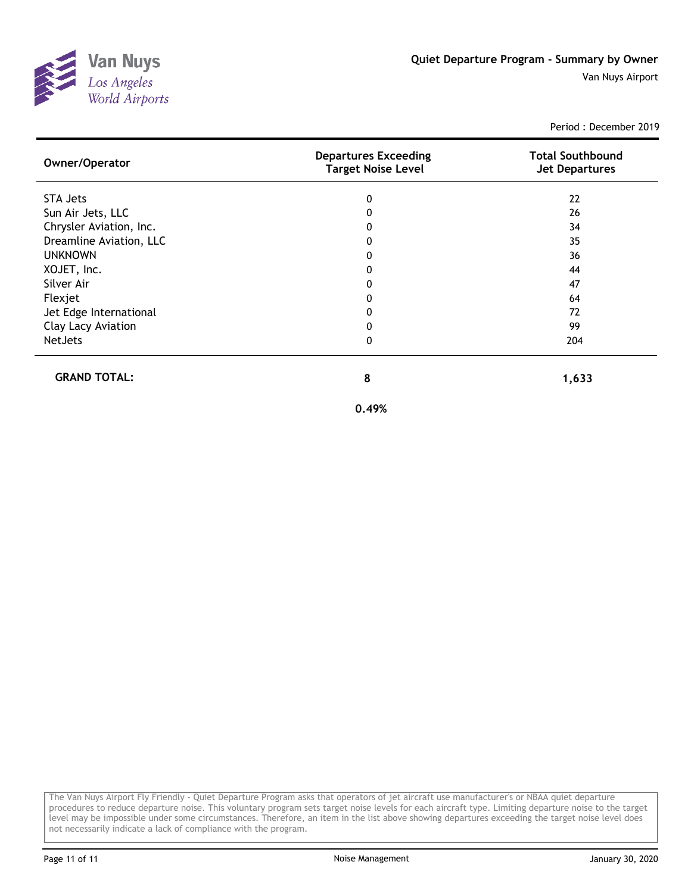Quiet Departure Program - Summary by Owner

Van Nuys Airport

Period : December 2019

| Owner/Operator | Departures Exceeding Target Noise Level | Total Southbound Jet Departures |
|---|---|---|
| STA Jets | 0 | 22 |
| Sun Air Jets, LLC | 0 | 26 |
| Chrysler Aviation, Inc. | 0 | 34 |
| Dreamline Aviation, LLC | 0 | 35 |
| UNKNOWN | 0 | 36 |
| XOJET, Inc. | 0 | 44 |
| Silver Air | 0 | 47 |
| Flexjet | 0 | 64 |
| Jet Edge International | 0 | 72 |
| Clay Lacy Aviation | 0 | 99 |
| NetJets | 0 | 204 |
| **GRAND TOTAL:** | **8** | **1,633** |
| | **0.49%** | |

The Van Nuys Airport Fly Friendly - Quiet Departure Program asks that operators of jet aircraft use manufacturer's or NBAA quiet departure procedures to reduce departure noise. This voluntary program sets target noise levels for each aircraft type. Limiting departure noise to the target level may be impossible under some circumstances. Therefore, an item in the list above showing departures exceeding the target noise level does not necessarily indicate a lack of compliance with the program.